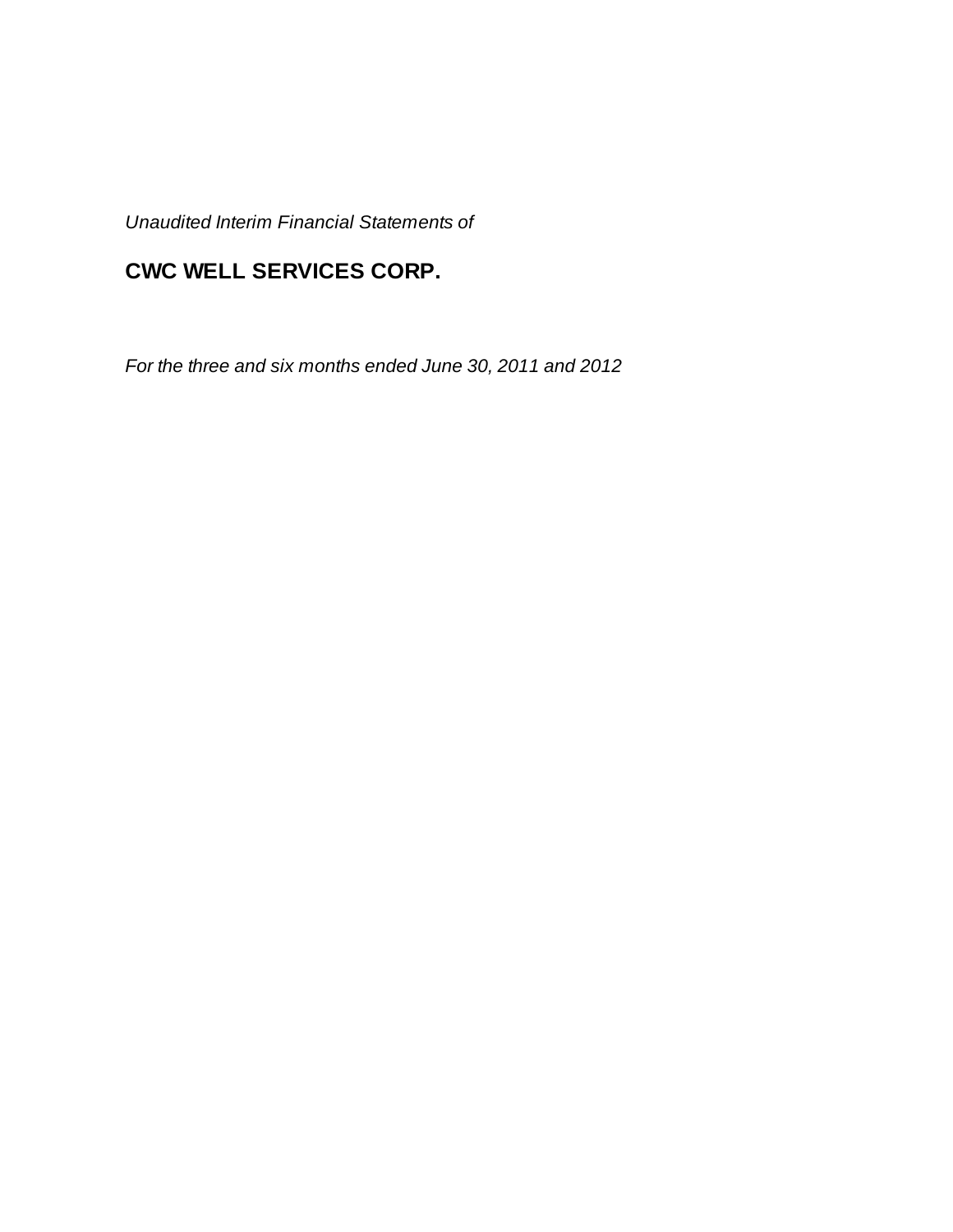*Unaudited Interim Financial Statements of*

# CWC WELL SERVICES CORP.

*For the three and six months ended June 30, 2011 and 2012*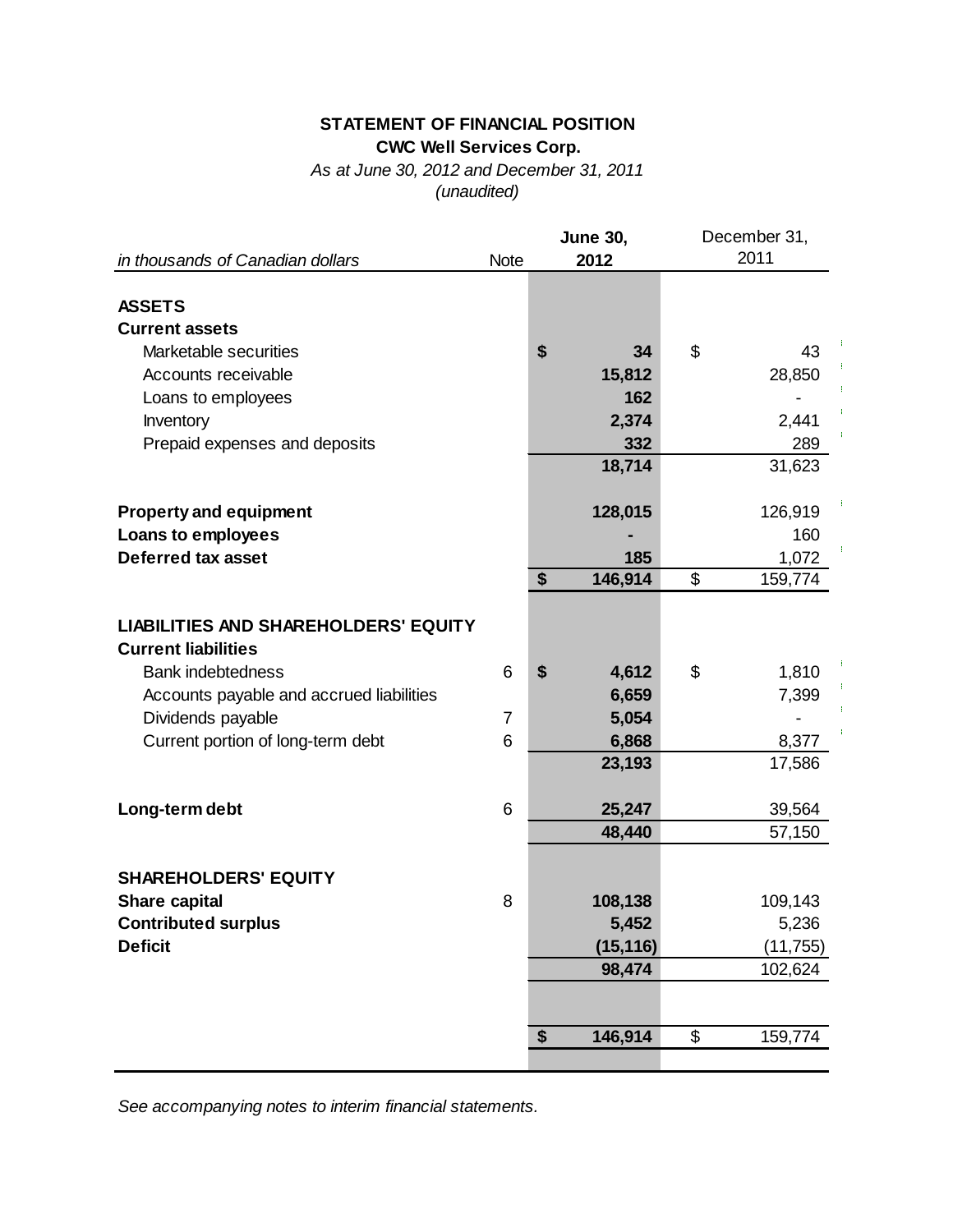**STATEMENT OF FINANCIAL POSITION**

**CWC Well Services Corp.**

*As at June 30, 2012 and December 31, 2011*

*(unaudited)*

| *in thousands of Canadian dollars* | Note | **June 30, 2012** | December 31, 2011 |
|---|---|---|---|
| **ASSETS** | | | |
| **Current assets** | | | |
| Marketable securities | | **$ 34** | $ 43 |
| Accounts receivable | | **15,812** | 28,850 |
| Loans to employees | | **162** | - |
| Inventory | | **2,374** | 2,441 |
| Prepaid expenses and deposits | | **332** | 289 |
| | | **18,714** | 31,623 |
| **Property and equipment** | | **128,015** | 126,919 |
| **Loans to employees** | | **-** | 160 |
| **Deferred tax asset** | | **185** | 1,072 |
| | | **$ 146,914** | $ 159,774 |
| **LIABILITIES AND SHAREHOLDERS' EQUITY** | | | |
| **Current liabilities** | | | |
| Bank indebtedness | 6 | **$ 4,612** | $ 1,810 |
| Accounts payable and accrued liabilities | | **6,659** | 7,399 |
| Dividends payable | 7 | **5,054** | - |
| Current portion of long-term debt | 6 | **6,868** | 8,377 |
| | | **23,193** | 17,586 |
| **Long-term debt** | 6 | **25,247** | 39,564 |
| | | **48,440** | 57,150 |
| **SHAREHOLDERS' EQUITY** | | | |
| **Share capital** | 8 | **108,138** | 109,143 |
| **Contributed surplus** | | **5,452** | 5,236 |
| **Deficit** | | **(15,116)** | (11,755) |
| | | **98,474** | 102,624 |
| | | **$ 146,914** | $ 159,774 |

*See accompanying notes to interim financial statements.*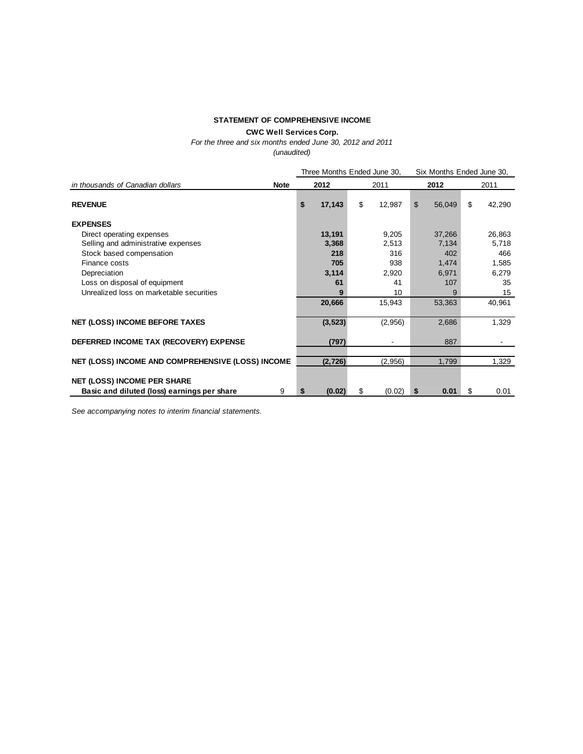**STATEMENT OF COMPREHENSIVE INCOME**

**CWC Well Services Corp.**

*For the three and six months ended June 30, 2012 and 2011*

*(unaudited)*

| | | Three Months Ended June 30, | | Six Months Ended June 30, | |
|---|---|---|---|---|---|
| *in thousands of Canadian dollars* | **Note** | **2012** | 2011 | **2012** | 2011 |
| **REVENUE** | | **$ 17,143** | $ 12,987 | $ 56,049 | $ 42,290 |
| **EXPENSES** | | | | | |
| Direct operating expenses | | **13,191** | 9,205 | 37,266 | 26,863 |
| Selling and administrative expenses | | **3,368** | 2,513 | 7,134 | 5,718 |
| Stock based compensation | | **218** | 316 | 402 | 466 |
| Finance costs | | **705** | 938 | 1,474 | 1,585 |
| Depreciation | | **3,114** | 2,920 | 6,971 | 6,279 |
| Loss on disposal of equipment | | **61** | 41 | 107 | 35 |
| Unrealized loss on marketable securities | | **9** | 10 | 9 | 15 |
| | | **20,666** | 15,943 | 53,363 | 40,961 |
| **NET (LOSS) INCOME BEFORE TAXES** | | **(3,523)** | (2,956) | 2,686 | 1,329 |
| **DEFERRED INCOME TAX (RECOVERY) EXPENSE** | | **(797)** | - | 887 | - |
| **NET (LOSS) INCOME AND COMPREHENSIVE (LOSS) INCOME** | | **(2,726)** | (2,956) | 1,799 | 1,329 |
| **NET (LOSS) INCOME PER SHARE** | | | | | |
| **Basic and diluted (loss) earnings per share** | 9 | **$ (0.02)** | $ (0.02) | **$ 0.01** | $ 0.01 |

*See accompanying notes to interim financial statements.*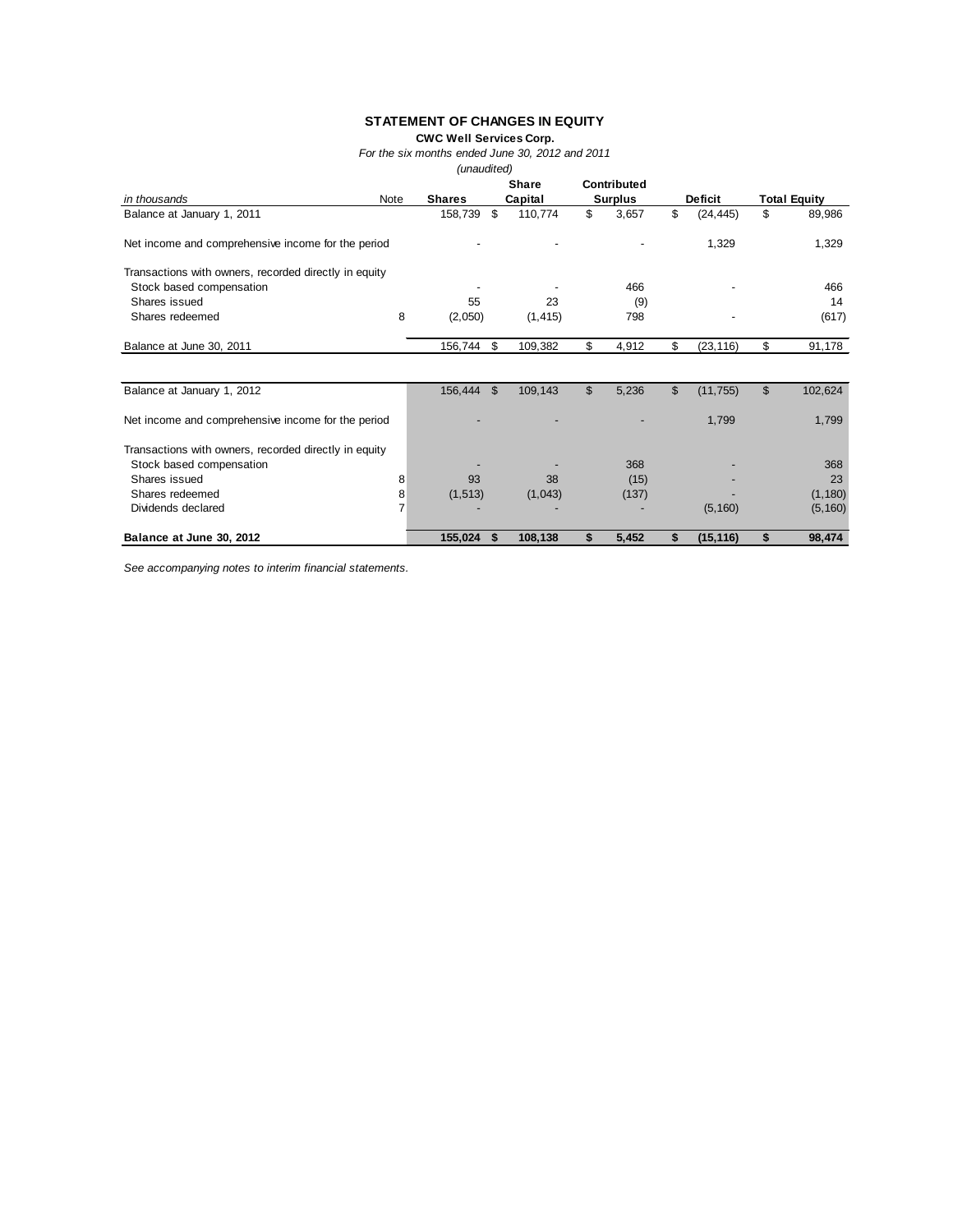# STATEMENT OF CHANGES IN EQUITY

**CWC Well Services Corp.**

*For the six months ended June 30, 2012 and 2011*

*(unaudited)*

| *in thousands* | Note | Shares | Share Capital | Contributed Surplus | Deficit | Total Equity |
|---|---|---|---|---|---|---|
| Balance at January 1, 2011 | | 158,739 | $ 110,774 | $ 3,657 | $ (24,445) | $ 89,986 |
| Net income and comprehensive income for the period | | - | - | - | 1,329 | 1,329 |
| Transactions with owners, recorded directly in equity | | | | | | |
| Stock based compensation | | - | - | 466 | - | 466 |
| Shares issued | | 55 | 23 | (9) | | 14 |
| Shares redeemed | 8 | (2,050) | (1,415) | 798 | - | (617) |
| Balance at June 30, 2011 | | 156,744 | $ 109,382 | $ 4,912 | $ (23,116) | $ 91,178 |
| | | | | | | |
| Balance at January 1, 2012 | | 156,444 | $ 109,143 | $ 5,236 | $ (11,755) | $ 102,624 |
| Net income and comprehensive income for the period | | - | - | - | 1,799 | 1,799 |
| Transactions with owners, recorded directly in equity | | | | | | |
| Stock based compensation | | - | - | 368 | - | 368 |
| Shares issued | 8 | 93 | 38 | (15) | - | 23 |
| Shares redeemed | 8 | (1,513) | (1,043) | (137) | - | (1,180) |
| Dividends declared | 7 | - | - | - | (5,160) | (5,160) |
| **Balance at June 30, 2012** | | **155,024** | **$ 108,138** | **$ 5,452** | **$ (15,116)** | **$ 98,474** |

*See accompanying notes to interim financial statements.*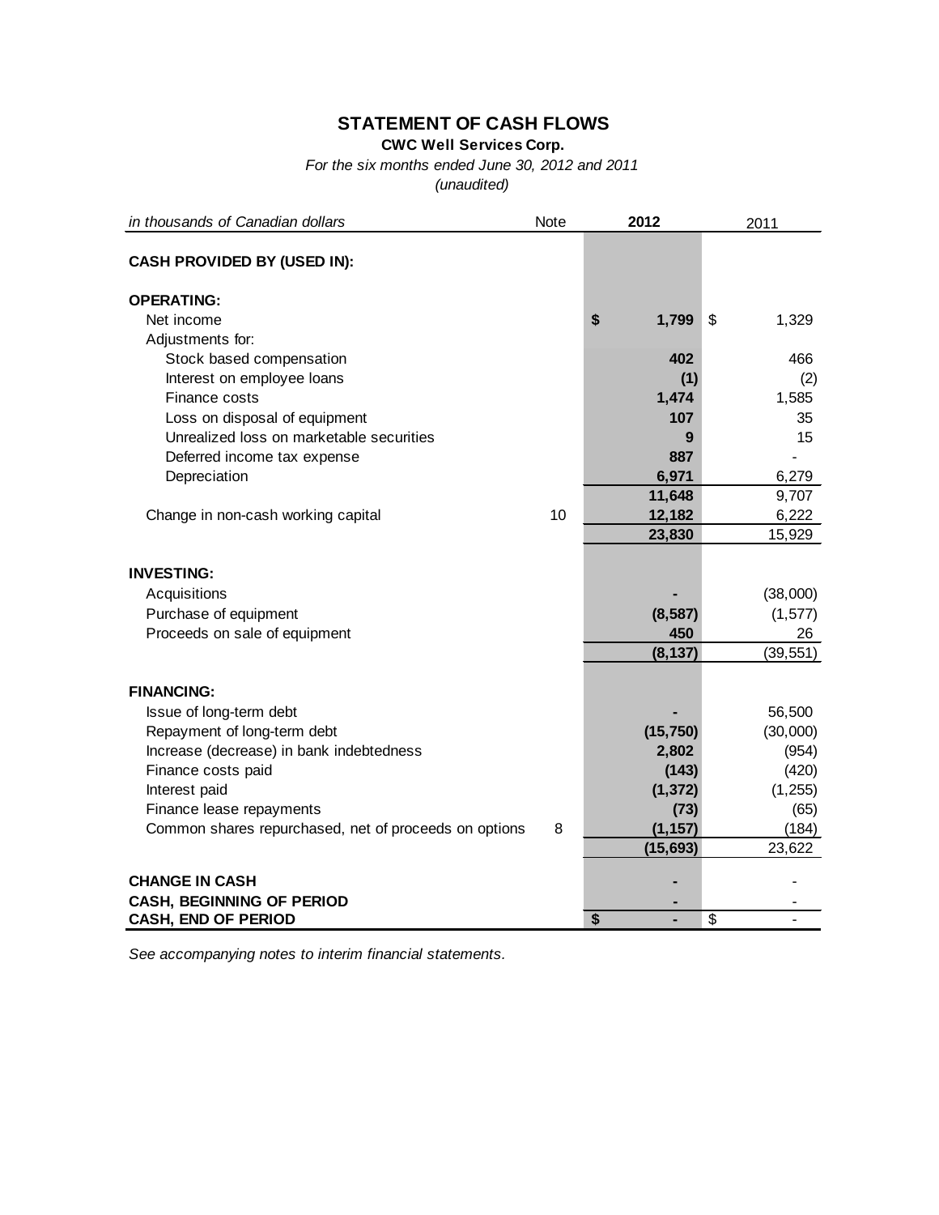# STATEMENT OF CASH FLOWS

**CWC Well Services Corp.**

*For the six months ended June 30, 2012 and 2011*

*(unaudited)*

| *in thousands of Canadian dollars* | Note | 2012 | 2011 |
|---|---|---|---|
| **CASH PROVIDED BY (USED IN):** | | | |
| **OPERATING:** | | | |
| Net income | | **$ 1,799** | $ 1,329 |
| Adjustments for: | | | |
| Stock based compensation | | **402** | 466 |
| Interest on employee loans | | **(1)** | (2) |
| Finance costs | | **1,474** | 1,585 |
| Loss on disposal of equipment | | **107** | 35 |
| Unrealized loss on marketable securities | | **9** | 15 |
| Deferred income tax expense | | **887** | - |
| Depreciation | | **6,971** | 6,279 |
| | | **11,648** | 9,707 |
| Change in non-cash working capital | 10 | **12,182** | 6,222 |
| | | **23,830** | 15,929 |
| **INVESTING:** | | | |
| Acquisitions | | **-** | (38,000) |
| Purchase of equipment | | **(8,587)** | (1,577) |
| Proceeds on sale of equipment | | **450** | 26 |
| | | **(8,137)** | (39,551) |
| **FINANCING:** | | | |
| Issue of long-term debt | | **-** | 56,500 |
| Repayment of long-term debt | | **(15,750)** | (30,000) |
| Increase (decrease) in bank indebtedness | | **2,802** | (954) |
| Finance costs paid | | **(143)** | (420) |
| Interest paid | | **(1,372)** | (1,255) |
| Finance lease repayments | | **(73)** | (65) |
| Common shares repurchased, net of proceeds on options | 8 | **(1,157)** | (184) |
| | | **(15,693)** | 23,622 |
| **CHANGE IN CASH** | | **-** | - |
| **CASH, BEGINNING OF PERIOD** | | **-** | - |
| **CASH, END OF PERIOD** | | **$ -** | $ - |

*See accompanying notes to interim financial statements.*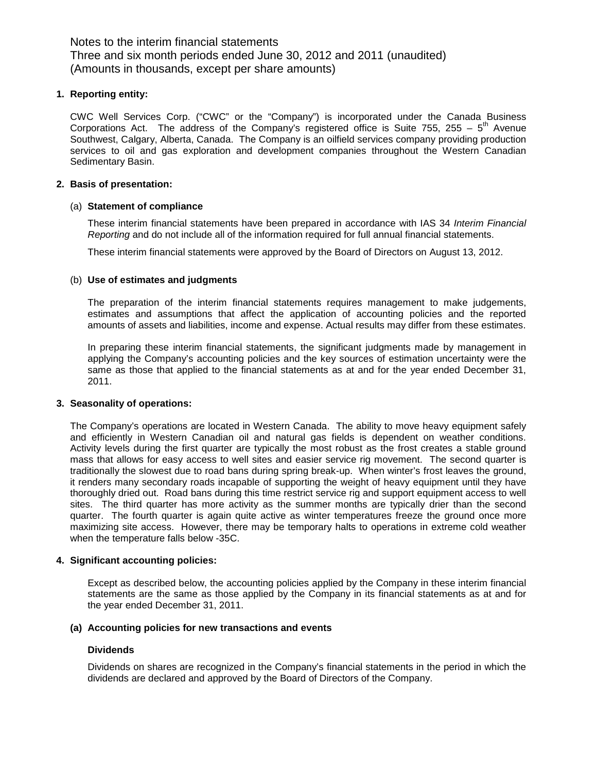Notes to the interim financial statements
Three and six month periods ended June 30, 2012 and 2011 (unaudited)
(Amounts in thousands, except per share amounts)

**1. Reporting entity:**

CWC Well Services Corp. ("CWC" or the "Company") is incorporated under the Canada Business Corporations Act. The address of the Company's registered office is Suite 755, 255 – 5th Avenue Southwest, Calgary, Alberta, Canada. The Company is an oilfield services company providing production services to oil and gas exploration and development companies throughout the Western Canadian Sedimentary Basin.

**2. Basis of presentation:**

(a) **Statement of compliance**

These interim financial statements have been prepared in accordance with IAS 34 *Interim Financial Reporting* and do not include all of the information required for full annual financial statements.

These interim financial statements were approved by the Board of Directors on August 13, 2012.

(b) **Use of estimates and judgments**

The preparation of the interim financial statements requires management to make judgements, estimates and assumptions that affect the application of accounting policies and the reported amounts of assets and liabilities, income and expense. Actual results may differ from these estimates.

In preparing these interim financial statements, the significant judgments made by management in applying the Company's accounting policies and the key sources of estimation uncertainty were the same as those that applied to the financial statements as at and for the year ended December 31, 2011.

**3. Seasonality of operations:**

The Company's operations are located in Western Canada. The ability to move heavy equipment safely and efficiently in Western Canadian oil and natural gas fields is dependent on weather conditions. Activity levels during the first quarter are typically the most robust as the frost creates a stable ground mass that allows for easy access to well sites and easier service rig movement. The second quarter is traditionally the slowest due to road bans during spring break-up. When winter's frost leaves the ground, it renders many secondary roads incapable of supporting the weight of heavy equipment until they have thoroughly dried out. Road bans during this time restrict service rig and support equipment access to well sites. The third quarter has more activity as the summer months are typically drier than the second quarter. The fourth quarter is again quite active as winter temperatures freeze the ground once more maximizing site access. However, there may be temporary halts to operations in extreme cold weather when the temperature falls below -35C.

**4. Significant accounting policies:**

Except as described below, the accounting policies applied by the Company in these interim financial statements are the same as those applied by the Company in its financial statements as at and for the year ended December 31, 2011.

**(a) Accounting policies for new transactions and events**

**Dividends**

Dividends on shares are recognized in the Company's financial statements in the period in which the dividends are declared and approved by the Board of Directors of the Company.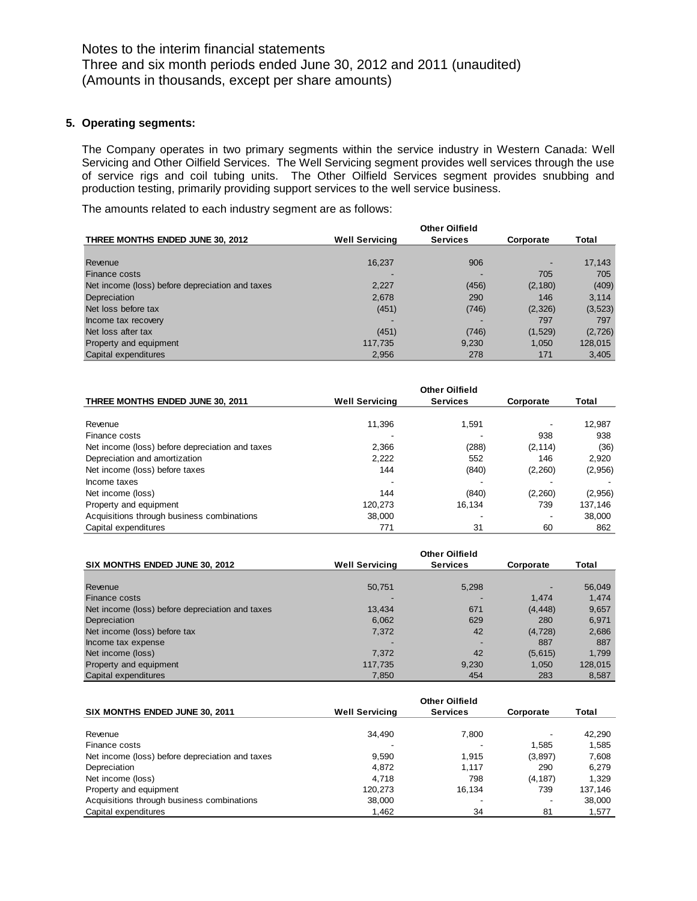Notes to the interim financial statements
Three and six month periods ended June 30, 2012 and 2011 (unaudited)
(Amounts in thousands, except per share amounts)

**5. Operating segments:**

The Company operates in two primary segments within the service industry in Western Canada: Well Servicing and Other Oilfield Services. The Well Servicing segment provides well services through the use of service rigs and coil tubing units. The Other Oilfield Services segment provides snubbing and production testing, primarily providing support services to the well service business.

The amounts related to each industry segment are as follows:

| THREE MONTHS ENDED JUNE 30, 2012 | Well Servicing | Other Oilfield Services | Corporate | Total |
|---|---|---|---|---|
| Revenue | 16,237 | 906 | - | 17,143 |
| Finance costs | - | - | 705 | 705 |
| Net income (loss) before depreciation and taxes | 2,227 | (456) | (2,180) | (409) |
| Depreciation | 2,678 | 290 | 146 | 3,114 |
| Net loss before tax | (451) | (746) | (2,326) | (3,523) |
| Income tax recovery | - | - | 797 | 797 |
| Net loss after tax | (451) | (746) | (1,529) | (2,726) |
| Property and equipment | 117,735 | 9,230 | 1,050 | 128,015 |
| Capital expenditures | 2,956 | 278 | 171 | 3,405 |

| THREE MONTHS ENDED JUNE 30, 2011 | Well Servicing | Other Oilfield Services | Corporate | Total |
|---|---|---|---|---|
| Revenue | 11,396 | 1,591 | - | 12,987 |
| Finance costs | - | - | 938 | 938 |
| Net income (loss) before depreciation and taxes | 2,366 | (288) | (2,114) | (36) |
| Depreciation and amortization | 2,222 | 552 | 146 | 2,920 |
| Net income (loss) before taxes | 144 | (840) | (2,260) | (2,956) |
| Income taxes | - | - | - | - |
| Net income (loss) | 144 | (840) | (2,260) | (2,956) |
| Property and equipment | 120,273 | 16,134 | 739 | 137,146 |
| Acquisitions through business combinations | 38,000 | - | - | 38,000 |
| Capital expenditures | 771 | 31 | 60 | 862 |

| SIX MONTHS ENDED JUNE 30, 2012 | Well Servicing | Other Oilfield Services | Corporate | Total |
|---|---|---|---|---|
| Revenue | 50,751 | 5,298 | - | 56,049 |
| Finance costs | - | - | 1,474 | 1,474 |
| Net income (loss) before depreciation and taxes | 13,434 | 671 | (4,448) | 9,657 |
| Depreciation | 6,062 | 629 | 280 | 6,971 |
| Net income (loss) before tax | 7,372 | 42 | (4,728) | 2,686 |
| Income tax expense | - | - | 887 | 887 |
| Net income (loss) | 7,372 | 42 | (5,615) | 1,799 |
| Property and equipment | 117,735 | 9,230 | 1,050 | 128,015 |
| Capital expenditures | 7,850 | 454 | 283 | 8,587 |

| SIX MONTHS ENDED JUNE 30, 2011 | Well Servicing | Other Oilfield Services | Corporate | Total |
|---|---|---|---|---|
| Revenue | 34,490 | 7,800 | - | 42,290 |
| Finance costs | - | - | 1,585 | 1,585 |
| Net income (loss) before depreciation and taxes | 9,590 | 1,915 | (3,897) | 7,608 |
| Depreciation | 4,872 | 1,117 | 290 | 6,279 |
| Net income (loss) | 4,718 | 798 | (4,187) | 1,329 |
| Property and equipment | 120,273 | 16,134 | 739 | 137,146 |
| Acquisitions through business combinations | 38,000 | - | - | 38,000 |
| Capital expenditures | 1,462 | 34 | 81 | 1,577 |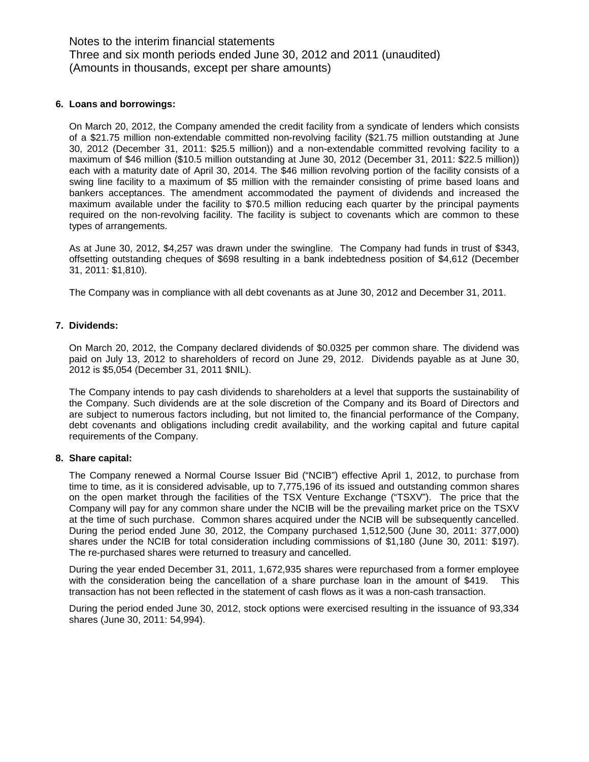Notes to the interim financial statements
Three and six month periods ended June 30, 2012 and 2011 (unaudited)
(Amounts in thousands, except per share amounts)

**6. Loans and borrowings:**

On March 20, 2012, the Company amended the credit facility from a syndicate of lenders which consists of a $21.75 million non-extendable committed non-revolving facility ($21.75 million outstanding at June 30, 2012 (December 31, 2011: $25.5 million)) and a non-extendable committed revolving facility to a maximum of $46 million ($10.5 million outstanding at June 30, 2012 (December 31, 2011: $22.5 million)) each with a maturity date of April 30, 2014. The $46 million revolving portion of the facility consists of a swing line facility to a maximum of $5 million with the remainder consisting of prime based loans and bankers acceptances. The amendment accommodated the payment of dividends and increased the maximum available under the facility to $70.5 million reducing each quarter by the principal payments required on the non-revolving facility. The facility is subject to covenants which are common to these types of arrangements.

As at June 30, 2012, $4,257 was drawn under the swingline. The Company had funds in trust of $343, offsetting outstanding cheques of $698 resulting in a bank indebtedness position of $4,612 (December 31, 2011: $1,810).

The Company was in compliance with all debt covenants as at June 30, 2012 and December 31, 2011.

**7. Dividends:**

On March 20, 2012, the Company declared dividends of $0.0325 per common share. The dividend was paid on July 13, 2012 to shareholders of record on June 29, 2012. Dividends payable as at June 30, 2012 is $5,054 (December 31, 2011 $NIL).

The Company intends to pay cash dividends to shareholders at a level that supports the sustainability of the Company. Such dividends are at the sole discretion of the Company and its Board of Directors and are subject to numerous factors including, but not limited to, the financial performance of the Company, debt covenants and obligations including credit availability, and the working capital and future capital requirements of the Company.

**8. Share capital:**

The Company renewed a Normal Course Issuer Bid ("NCIB") effective April 1, 2012, to purchase from time to time, as it is considered advisable, up to 7,775,196 of its issued and outstanding common shares on the open market through the facilities of the TSX Venture Exchange ("TSXV"). The price that the Company will pay for any common share under the NCIB will be the prevailing market price on the TSXV at the time of such purchase. Common shares acquired under the NCIB will be subsequently cancelled. During the period ended June 30, 2012, the Company purchased 1,512,500 (June 30, 2011: 377,000) shares under the NCIB for total consideration including commissions of $1,180 (June 30, 2011: $197). The re-purchased shares were returned to treasury and cancelled.

During the year ended December 31, 2011, 1,672,935 shares were repurchased from a former employee with the consideration being the cancellation of a share purchase loan in the amount of $419. This transaction has not been reflected in the statement of cash flows as it was a non-cash transaction.

During the period ended June 30, 2012, stock options were exercised resulting in the issuance of 93,334 shares (June 30, 2011: 54,994).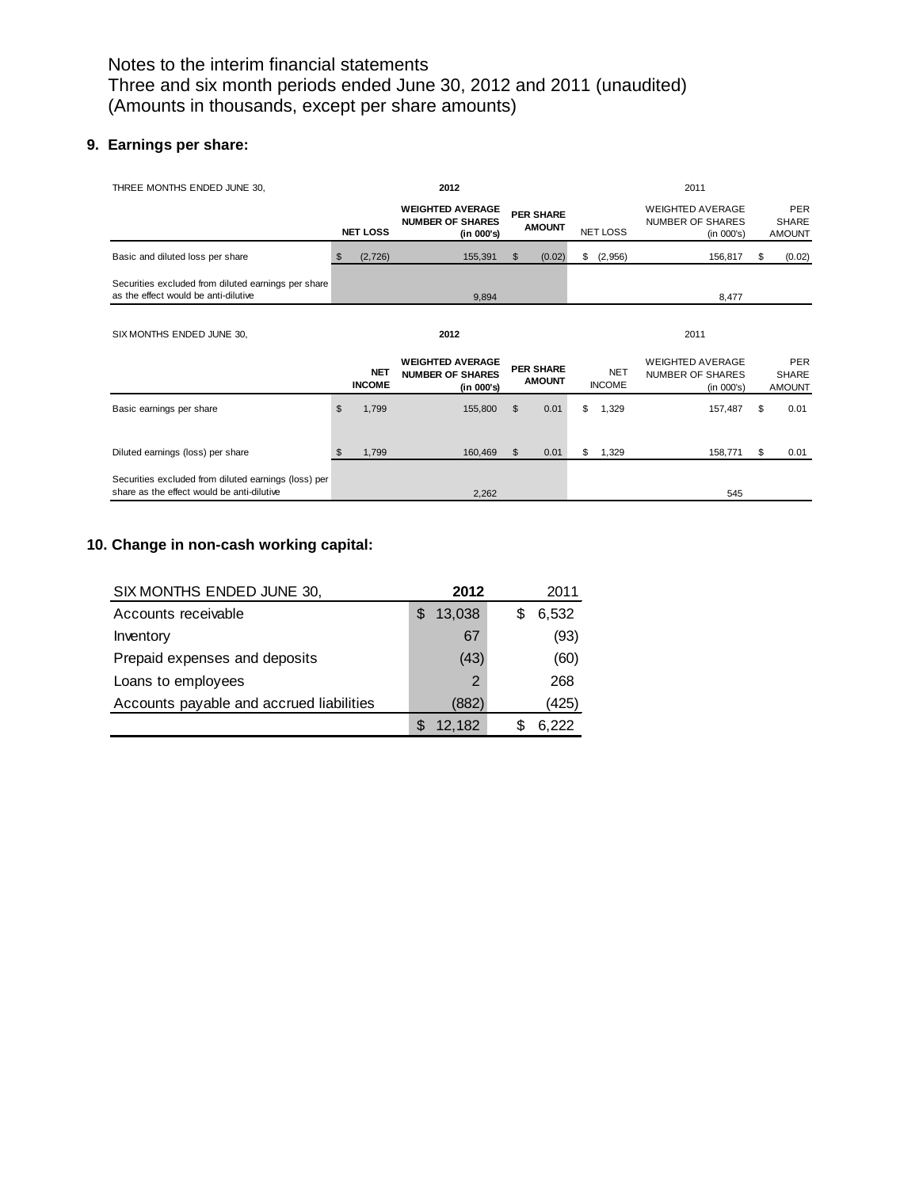Notes to the interim financial statements
Three and six month periods ended June 30, 2012 and 2011 (unaudited)
(Amounts in thousands, except per share amounts)

## 9. Earnings per share:

| THREE MONTHS ENDED JUNE 30, | 2012 | | | 2011 | | |
|---|---|---|---|---|---|---|
| | **NET LOSS** | **WEIGHTED AVERAGE NUMBER OF SHARES (in 000's)** | **PER SHARE AMOUNT** | NET LOSS | WEIGHTED AVERAGE NUMBER OF SHARES (in 000's) | PER SHARE AMOUNT |
| Basic and diluted loss per share | $ (2,726) | 155,391 | $ (0.02) | $ (2,956) | 156,817 | $ (0.02) |
| Securities excluded from diluted earnings per share as the effect would be anti-dilutive | | 9,894 | | | 8,477 | |

| SIX MONTHS ENDED JUNE 30, | 2012 | | | 2011 | | |
|---|---|---|---|---|---|---|
| | **NET INCOME** | **WEIGHTED AVERAGE NUMBER OF SHARES (in 000's)** | **PER SHARE AMOUNT** | NET INCOME | WEIGHTED AVERAGE NUMBER OF SHARES (in 000's) | PER SHARE AMOUNT |
| Basic earnings per share | $ 1,799 | 155,800 | $ 0.01 | $ 1,329 | 157,487 | $ 0.01 |
| Diluted earnings (loss) per share | $ 1,799 | 160,469 | $ 0.01 | $ 1,329 | 158,771 | $ 0.01 |
| Securities excluded from diluted earnings (loss) per share as the effect would be anti-dilutive | | 2,262 | | | 545 | |

## 10. Change in non-cash working capital:

| SIX MONTHS ENDED JUNE 30, | **2012** | 2011 |
|---|---|---|
| Accounts receivable | $ 13,038 | $ 6,532 |
| Inventory | 67 | (93) |
| Prepaid expenses and deposits | (43) | (60) |
| Loans to employees | 2 | 268 |
| Accounts payable and accrued liabilities | (882) | (425) |
| | $ 12,182 | $ 6,222 |